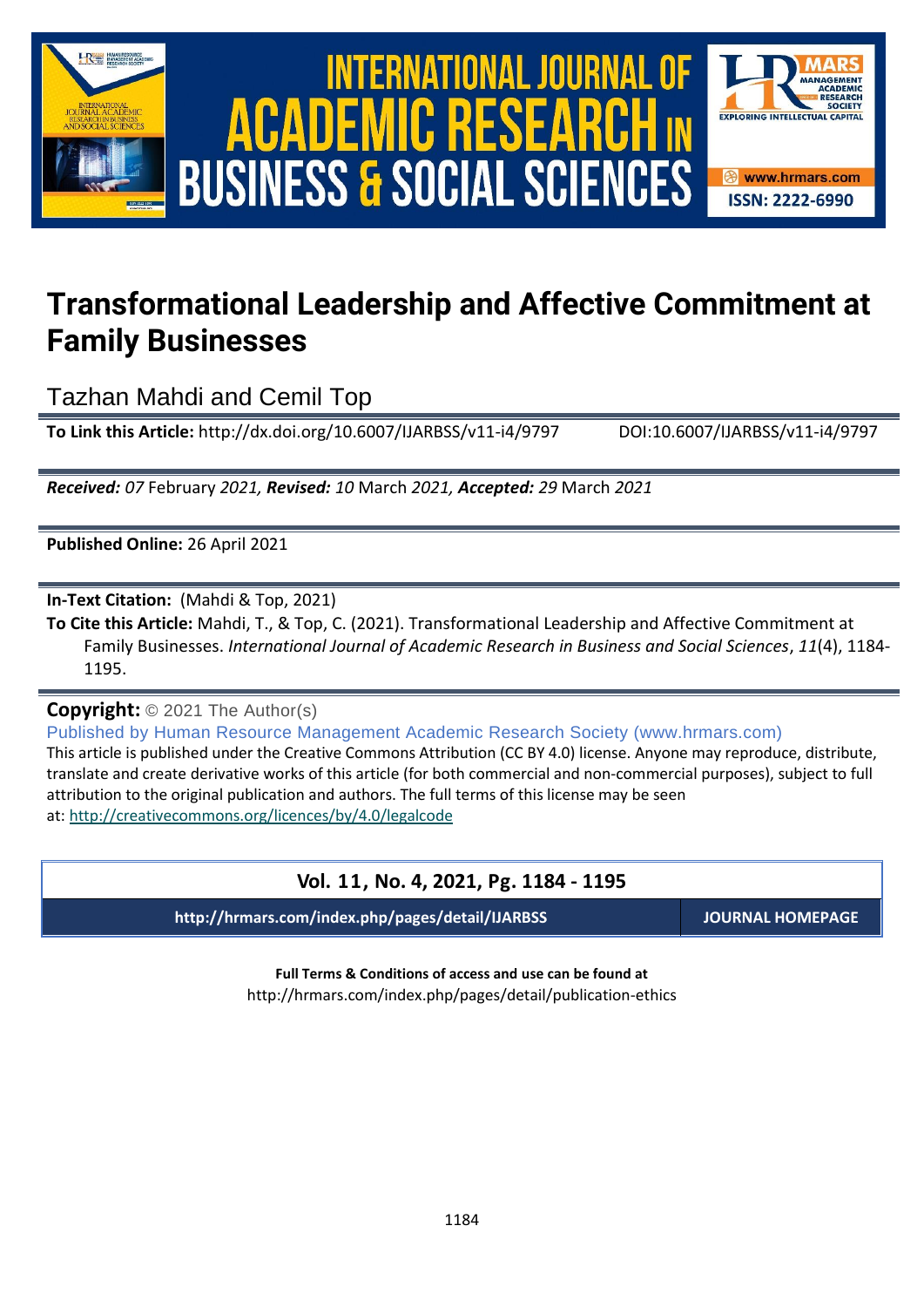# Transformational Leadership and Affective Commitment at Family Businesses

Tazhan Mahdi and Cemil Top

**To Link this Article:** http://dx.doi.org/10.6007/IJARBSS/v11-i4/9797 DOI:10.6007/IJARBSS/v11-i4/9797

***Received:** 07* February *2021, **Revised:** 10* March *2021, **Accepted:** 29* March *2021*

**Published Online:** 26 April 2021

**In-Text Citation:** (Mahdi & Top, 2021)

**To Cite this Article:** Mahdi, T., & Top, C. (2021). Transformational Leadership and Affective Commitment at Family Businesses. *International Journal of Academic Research in Business and Social Sciences*, *11*(4), 1184-1195.

**Copyright:** © 2021 The Author(s)

Published by Human Resource Management Academic Research Society (www.hrmars.com)

This article is published under the Creative Commons Attribution (CC BY 4.0) license. Anyone may reproduce, distribute, translate and create derivative works of this article (for both commercial and non-commercial purposes), subject to full attribution to the original publication and authors. The full terms of this license may be seen at: http://creativecommons.org/licences/by/4.0/legalcode

**Vol. 11, No. 4, 2021, Pg. 1184 - 1195**

**http://hrmars.com/index.php/pages/detail/IJARBSS** **JOURNAL HOMEPAGE**

**Full Terms & Conditions of access and use can be found at**

http://hrmars.com/index.php/pages/detail/publication-ethics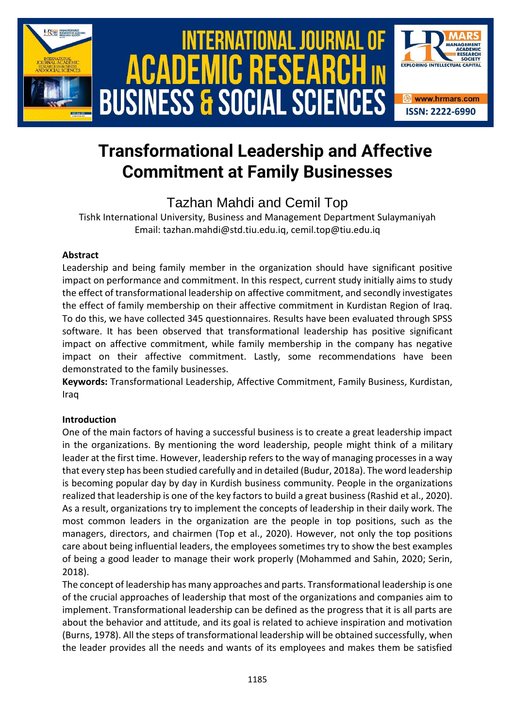# Transformational Leadership and Affective Commitment at Family Businesses

Tazhan Mahdi and Cemil Top

Tishk International University, Business and Management Department Sulaymaniyah
Email: tazhan.mahdi@std.tiu.edu.iq, cemil.top@tiu.edu.iq

**Abstract**

Leadership and being family member in the organization should have significant positive impact on performance and commitment. In this respect, current study initially aims to study the effect of transformational leadership on affective commitment, and secondly investigates the effect of family membership on their affective commitment in Kurdistan Region of Iraq. To do this, we have collected 345 questionnaires. Results have been evaluated through SPSS software. It has been observed that transformational leadership has positive significant impact on affective commitment, while family membership in the company has negative impact on their affective commitment. Lastly, some recommendations have been demonstrated to the family businesses.

**Keywords:** Transformational Leadership, Affective Commitment, Family Business, Kurdistan, Iraq

**Introduction**

One of the main factors of having a successful business is to create a great leadership impact in the organizations. By mentioning the word leadership, people might think of a military leader at the first time. However, leadership refers to the way of managing processes in a way that every step has been studied carefully and in detailed (Budur, 2018a). The word leadership is becoming popular day by day in Kurdish business community. People in the organizations realized that leadership is one of the key factors to build a great business (Rashid et al., 2020). As a result, organizations try to implement the concepts of leadership in their daily work. The most common leaders in the organization are the people in top positions, such as the managers, directors, and chairmen (Top et al., 2020). However, not only the top positions care about being influential leaders, the employees sometimes try to show the best examples of being a good leader to manage their work properly (Mohammed and Sahin, 2020; Serin, 2018).

The concept of leadership has many approaches and parts. Transformational leadership is one of the crucial approaches of leadership that most of the organizations and companies aim to implement. Transformational leadership can be defined as the progress that it is all parts are about the behavior and attitude, and its goal is related to achieve inspiration and motivation (Burns, 1978). All the steps of transformational leadership will be obtained successfully, when the leader provides all the needs and wants of its employees and makes them be satisfied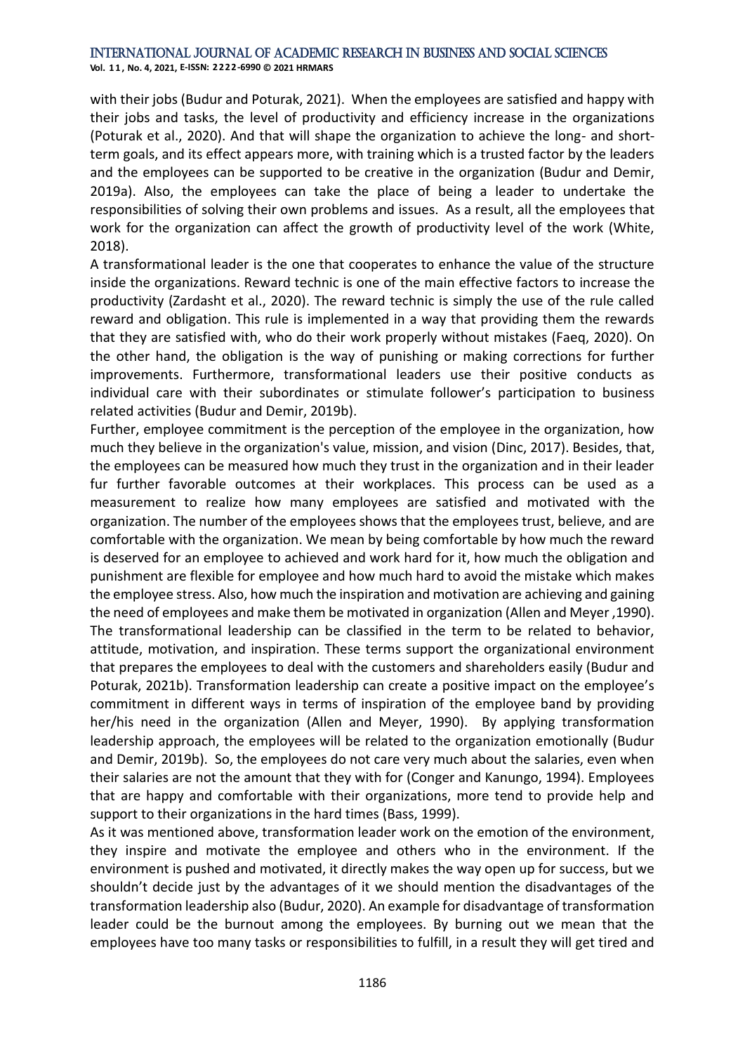with their jobs (Budur and Poturak, 2021). When the employees are satisfied and happy with their jobs and tasks, the level of productivity and efficiency increase in the organizations (Poturak et al., 2020). And that will shape the organization to achieve the long- and short-term goals, and its effect appears more, with training which is a trusted factor by the leaders and the employees can be supported to be creative in the organization (Budur and Demir, 2019a). Also, the employees can take the place of being a leader to undertake the responsibilities of solving their own problems and issues. As a result, all the employees that work for the organization can affect the growth of productivity level of the work (White, 2018).

A transformational leader is the one that cooperates to enhance the value of the structure inside the organizations. Reward technic is one of the main effective factors to increase the productivity (Zardasht et al., 2020). The reward technic is simply the use of the rule called reward and obligation. This rule is implemented in a way that providing them the rewards that they are satisfied with, who do their work properly without mistakes (Faeq, 2020). On the other hand, the obligation is the way of punishing or making corrections for further improvements. Furthermore, transformational leaders use their positive conducts as individual care with their subordinates or stimulate follower's participation to business related activities (Budur and Demir, 2019b).

Further, employee commitment is the perception of the employee in the organization, how much they believe in the organization's value, mission, and vision (Dinc, 2017). Besides, that, the employees can be measured how much they trust in the organization and in their leader fur further favorable outcomes at their workplaces. This process can be used as a measurement to realize how many employees are satisfied and motivated with the organization. The number of the employees shows that the employees trust, believe, and are comfortable with the organization. We mean by being comfortable by how much the reward is deserved for an employee to achieved and work hard for it, how much the obligation and punishment are flexible for employee and how much hard to avoid the mistake which makes the employee stress. Also, how much the inspiration and motivation are achieving and gaining the need of employees and make them be motivated in organization (Allen and Meyer ,1990). The transformational leadership can be classified in the term to be related to behavior, attitude, motivation, and inspiration. These terms support the organizational environment that prepares the employees to deal with the customers and shareholders easily (Budur and Poturak, 2021b). Transformation leadership can create a positive impact on the employee's commitment in different ways in terms of inspiration of the employee band by providing her/his need in the organization (Allen and Meyer, 1990). By applying transformation leadership approach, the employees will be related to the organization emotionally (Budur and Demir, 2019b). So, the employees do not care very much about the salaries, even when their salaries are not the amount that they with for (Conger and Kanungo, 1994). Employees that are happy and comfortable with their organizations, more tend to provide help and support to their organizations in the hard times (Bass, 1999).

As it was mentioned above, transformation leader work on the emotion of the environment, they inspire and motivate the employee and others who in the environment. If the environment is pushed and motivated, it directly makes the way open up for success, but we shouldn't decide just by the advantages of it we should mention the disadvantages of the transformation leadership also (Budur, 2020). An example for disadvantage of transformation leader could be the burnout among the employees. By burning out we mean that the employees have too many tasks or responsibilities to fulfill, in a result they will get tired and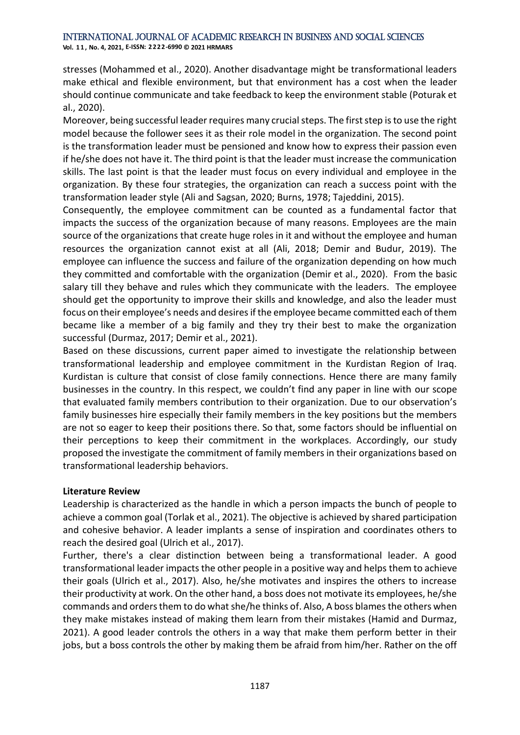stresses (Mohammed et al., 2020). Another disadvantage might be transformational leaders make ethical and flexible environment, but that environment has a cost when the leader should continue communicate and take feedback to keep the environment stable (Poturak et al., 2020).

Moreover, being successful leader requires many crucial steps. The first step is to use the right model because the follower sees it as their role model in the organization. The second point is the transformation leader must be pensioned and know how to express their passion even if he/she does not have it. The third point is that the leader must increase the communication skills. The last point is that the leader must focus on every individual and employee in the organization. By these four strategies, the organization can reach a success point with the transformation leader style (Ali and Sagsan, 2020; Burns, 1978; Tajeddini, 2015).

Consequently, the employee commitment can be counted as a fundamental factor that impacts the success of the organization because of many reasons. Employees are the main source of the organizations that create huge roles in it and without the employee and human resources the organization cannot exist at all (Ali, 2018; Demir and Budur, 2019). The employee can influence the success and failure of the organization depending on how much they committed and comfortable with the organization (Demir et al., 2020). From the basic salary till they behave and rules which they communicate with the leaders. The employee should get the opportunity to improve their skills and knowledge, and also the leader must focus on their employee's needs and desires if the employee became committed each of them became like a member of a big family and they try their best to make the organization successful (Durmaz, 2017; Demir et al., 2021).

Based on these discussions, current paper aimed to investigate the relationship between transformational leadership and employee commitment in the Kurdistan Region of Iraq. Kurdistan is culture that consist of close family connections. Hence there are many family businesses in the country. In this respect, we couldn't find any paper in line with our scope that evaluated family members contribution to their organization. Due to our observation's family businesses hire especially their family members in the key positions but the members are not so eager to keep their positions there. So that, some factors should be influential on their perceptions to keep their commitment in the workplaces. Accordingly, our study proposed the investigate the commitment of family members in their organizations based on transformational leadership behaviors.

**Literature Review**

Leadership is characterized as the handle in which a person impacts the bunch of people to achieve a common goal (Torlak et al., 2021). The objective is achieved by shared participation and cohesive behavior. A leader implants a sense of inspiration and coordinates others to reach the desired goal (Ulrich et al., 2017).

Further, there's a clear distinction between being a transformational leader. A good transformational leader impacts the other people in a positive way and helps them to achieve their goals (Ulrich et al., 2017). Also, he/she motivates and inspires the others to increase their productivity at work. On the other hand, a boss does not motivate its employees, he/she commands and orders them to do what she/he thinks of. Also, A boss blames the others when they make mistakes instead of making them learn from their mistakes (Hamid and Durmaz, 2021). A good leader controls the others in a way that make them perform better in their jobs, but a boss controls the other by making them be afraid from him/her. Rather on the off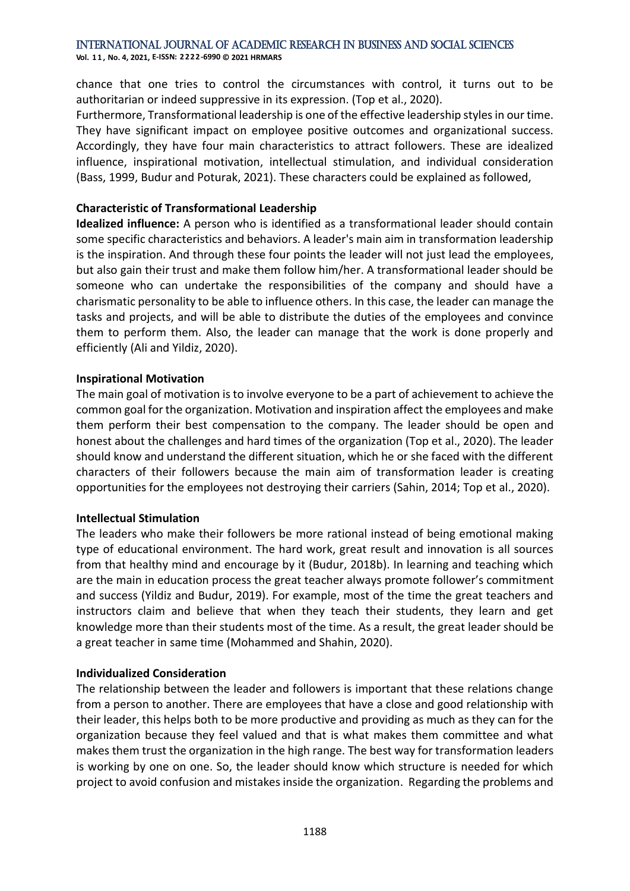chance that one tries to control the circumstances with control, it turns out to be authoritarian or indeed suppressive in its expression. (Top et al., 2020).

Furthermore, Transformational leadership is one of the effective leadership styles in our time. They have significant impact on employee positive outcomes and organizational success. Accordingly, they have four main characteristics to attract followers. These are idealized influence, inspirational motivation, intellectual stimulation, and individual consideration (Bass, 1999, Budur and Poturak, 2021). These characters could be explained as followed,

### Characteristic of Transformational Leadership

**Idealized influence:** A person who is identified as a transformational leader should contain some specific characteristics and behaviors. A leader's main aim in transformation leadership is the inspiration. And through these four points the leader will not just lead the employees, but also gain their trust and make them follow him/her. A transformational leader should be someone who can undertake the responsibilities of the company and should have a charismatic personality to be able to influence others. In this case, the leader can manage the tasks and projects, and will be able to distribute the duties of the employees and convince them to perform them. Also, the leader can manage that the work is done properly and efficiently (Ali and Yildiz, 2020).

### Inspirational Motivation

The main goal of motivation is to involve everyone to be a part of achievement to achieve the common goal for the organization. Motivation and inspiration affect the employees and make them perform their best compensation to the company. The leader should be open and honest about the challenges and hard times of the organization (Top et al., 2020). The leader should know and understand the different situation, which he or she faced with the different characters of their followers because the main aim of transformation leader is creating opportunities for the employees not destroying their carriers (Sahin, 2014; Top et al., 2020).

### Intellectual Stimulation

The leaders who make their followers be more rational instead of being emotional making type of educational environment. The hard work, great result and innovation is all sources from that healthy mind and encourage by it (Budur, 2018b). In learning and teaching which are the main in education process the great teacher always promote follower's commitment and success (Yildiz and Budur, 2019). For example, most of the time the great teachers and instructors claim and believe that when they teach their students, they learn and get knowledge more than their students most of the time. As a result, the great leader should be a great teacher in same time (Mohammed and Shahin, 2020).

### Individualized Consideration

The relationship between the leader and followers is important that these relations change from a person to another. There are employees that have a close and good relationship with their leader, this helps both to be more productive and providing as much as they can for the organization because they feel valued and that is what makes them committee and what makes them trust the organization in the high range. The best way for transformation leaders is working by one on one. So, the leader should know which structure is needed for which project to avoid confusion and mistakes inside the organization. Regarding the problems and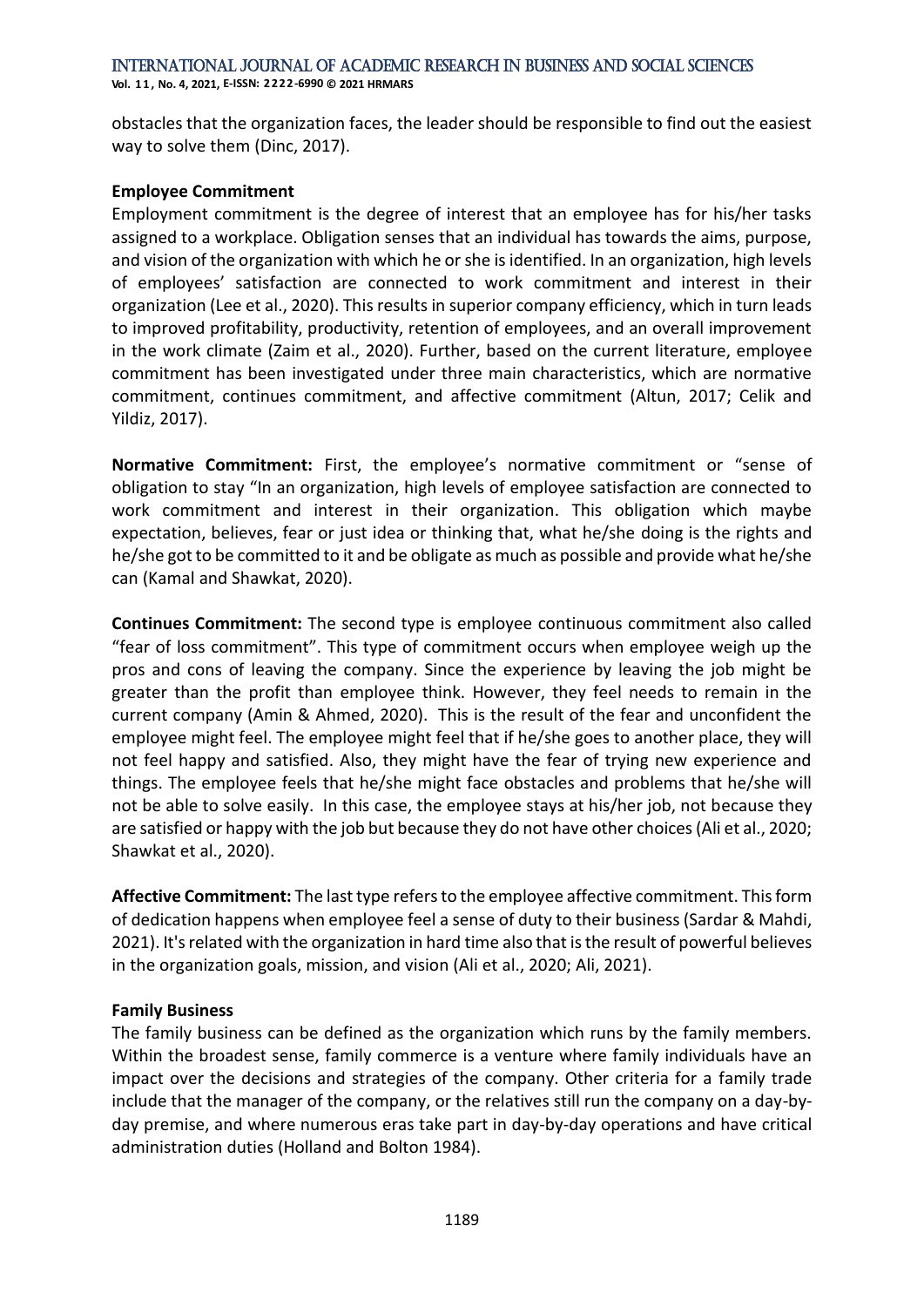obstacles that the organization faces, the leader should be responsible to find out the easiest way to solve them (Dinc, 2017).

### Employee Commitment

Employment commitment is the degree of interest that an employee has for his/her tasks assigned to a workplace. Obligation senses that an individual has towards the aims, purpose, and vision of the organization with which he or she is identified. In an organization, high levels of employees' satisfaction are connected to work commitment and interest in their organization (Lee et al., 2020). This results in superior company efficiency, which in turn leads to improved profitability, productivity, retention of employees, and an overall improvement in the work climate (Zaim et al., 2020). Further, based on the current literature, employee commitment has been investigated under three main characteristics, which are normative commitment, continues commitment, and affective commitment (Altun, 2017; Celik and Yildiz, 2017).

**Normative Commitment:** First, the employee's normative commitment or "sense of obligation to stay "In an organization, high levels of employee satisfaction are connected to work commitment and interest in their organization. This obligation which maybe expectation, believes, fear or just idea or thinking that, what he/she doing is the rights and he/she got to be committed to it and be obligate as much as possible and provide what he/she can (Kamal and Shawkat, 2020).

**Continues Commitment:** The second type is employee continuous commitment also called "fear of loss commitment". This type of commitment occurs when employee weigh up the pros and cons of leaving the company. Since the experience by leaving the job might be greater than the profit than employee think. However, they feel needs to remain in the current company (Amin & Ahmed, 2020). This is the result of the fear and unconfident the employee might feel. The employee might feel that if he/she goes to another place, they will not feel happy and satisfied. Also, they might have the fear of trying new experience and things. The employee feels that he/she might face obstacles and problems that he/she will not be able to solve easily. In this case, the employee stays at his/her job, not because they are satisfied or happy with the job but because they do not have other choices (Ali et al., 2020; Shawkat et al., 2020).

**Affective Commitment:** The last type refers to the employee affective commitment. This form of dedication happens when employee feel a sense of duty to their business (Sardar & Mahdi, 2021). It's related with the organization in hard time also that is the result of powerful believes in the organization goals, mission, and vision (Ali et al., 2020; Ali, 2021).

### Family Business

The family business can be defined as the organization which runs by the family members. Within the broadest sense, family commerce is a venture where family individuals have an impact over the decisions and strategies of the company. Other criteria for a family trade include that the manager of the company, or the relatives still run the company on a day-by-day premise, and where numerous eras take part in day-by-day operations and have critical administration duties (Holland and Bolton 1984).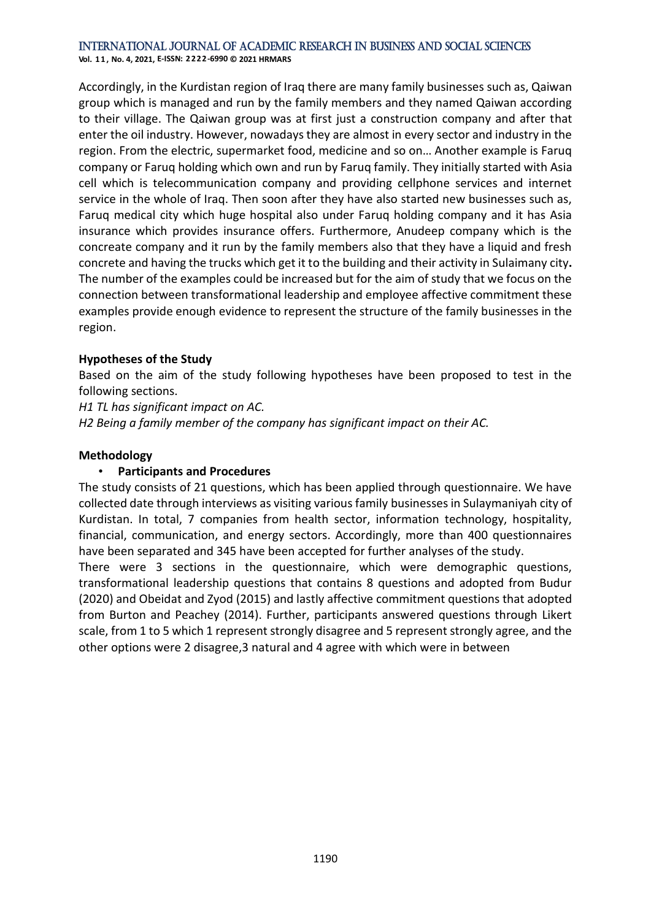Accordingly, in the Kurdistan region of Iraq there are many family businesses such as, Qaiwan group which is managed and run by the family members and they named Qaiwan according to their village. The Qaiwan group was at first just a construction company and after that enter the oil industry. However, nowadays they are almost in every sector and industry in the region. From the electric, supermarket food, medicine and so on… Another example is Faruq company or Faruq holding which own and run by Faruq family. They initially started with Asia cell which is telecommunication company and providing cellphone services and internet service in the whole of Iraq. Then soon after they have also started new businesses such as, Faruq medical city which huge hospital also under Faruq holding company and it has Asia insurance which provides insurance offers. Furthermore, Anudeep company which is the concreate company and it run by the family members also that they have a liquid and fresh concrete and having the trucks which get it to the building and their activity in Sulaimany city**.** The number of the examples could be increased but for the aim of study that we focus on the connection between transformational leadership and employee affective commitment these examples provide enough evidence to represent the structure of the family businesses in the region.

**Hypotheses of the Study**

Based on the aim of the study following hypotheses have been proposed to test in the following sections.

*H1 TL has significant impact on AC.*

*H2 Being a family member of the company has significant impact on their AC.*

**Methodology**

- **Participants and Procedures**

The study consists of 21 questions, which has been applied through questionnaire. We have collected date through interviews as visiting various family businesses in Sulaymaniyah city of Kurdistan. In total, 7 companies from health sector, information technology, hospitality, financial, communication, and energy sectors. Accordingly, more than 400 questionnaires have been separated and 345 have been accepted for further analyses of the study.

There were 3 sections in the questionnaire, which were demographic questions, transformational leadership questions that contains 8 questions and adopted from Budur (2020) and Obeidat and Zyod (2015) and lastly affective commitment questions that adopted from Burton and Peachey (2014). Further, participants answered questions through Likert scale, from 1 to 5 which 1 represent strongly disagree and 5 represent strongly agree, and the other options were 2 disagree,3 natural and 4 agree with which were in between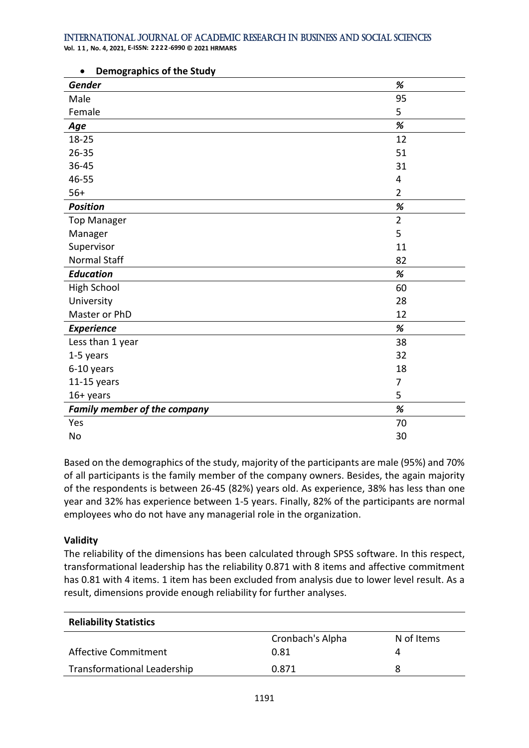- **Demographics of the Study**

| ***Gender*** | ***%*** |
|---|---|
| Male | 95 |
| Female | 5 |
| ***Age*** | ***%*** |
| 18-25 | 12 |
| 26-35 | 51 |
| 36-45 | 31 |
| 46-55 | 4 |
| 56+ | 2 |
| ***Position*** | ***%*** |
| Top Manager | 2 |
| Manager | 5 |
| Supervisor | 11 |
| Normal Staff | 82 |
| ***Education*** | ***%*** |
| High School | 60 |
| University | 28 |
| Master or PhD | 12 |
| ***Experience*** | ***%*** |
| Less than 1 year | 38 |
| 1-5 years | 32 |
| 6-10 years | 18 |
| 11-15 years | 7 |
| 16+ years | 5 |
| ***Family member of the company*** | ***%*** |
| Yes | 70 |
| No | 30 |

Based on the demographics of the study, majority of the participants are male (95%) and 70% of all participants is the family member of the company owners. Besides, the again majority of the respondents is between 26-45 (82%) years old. As experience, 38% has less than one year and 32% has experience between 1-5 years. Finally, 82% of the participants are normal employees who do not have any managerial role in the organization.

**Validity**

The reliability of the dimensions has been calculated through SPSS software. In this respect, transformational leadership has the reliability 0.871 with 8 items and affective commitment has 0.81 with 4 items. 1 item has been excluded from analysis due to lower level result. As a result, dimensions provide enough reliability for further analyses.

| **Reliability Statistics** | | |
|---|---|---|
| | Cronbach's Alpha | N of Items |
| Affective Commitment | 0.81 | 4 |
| Transformational Leadership | 0.871 | 8 |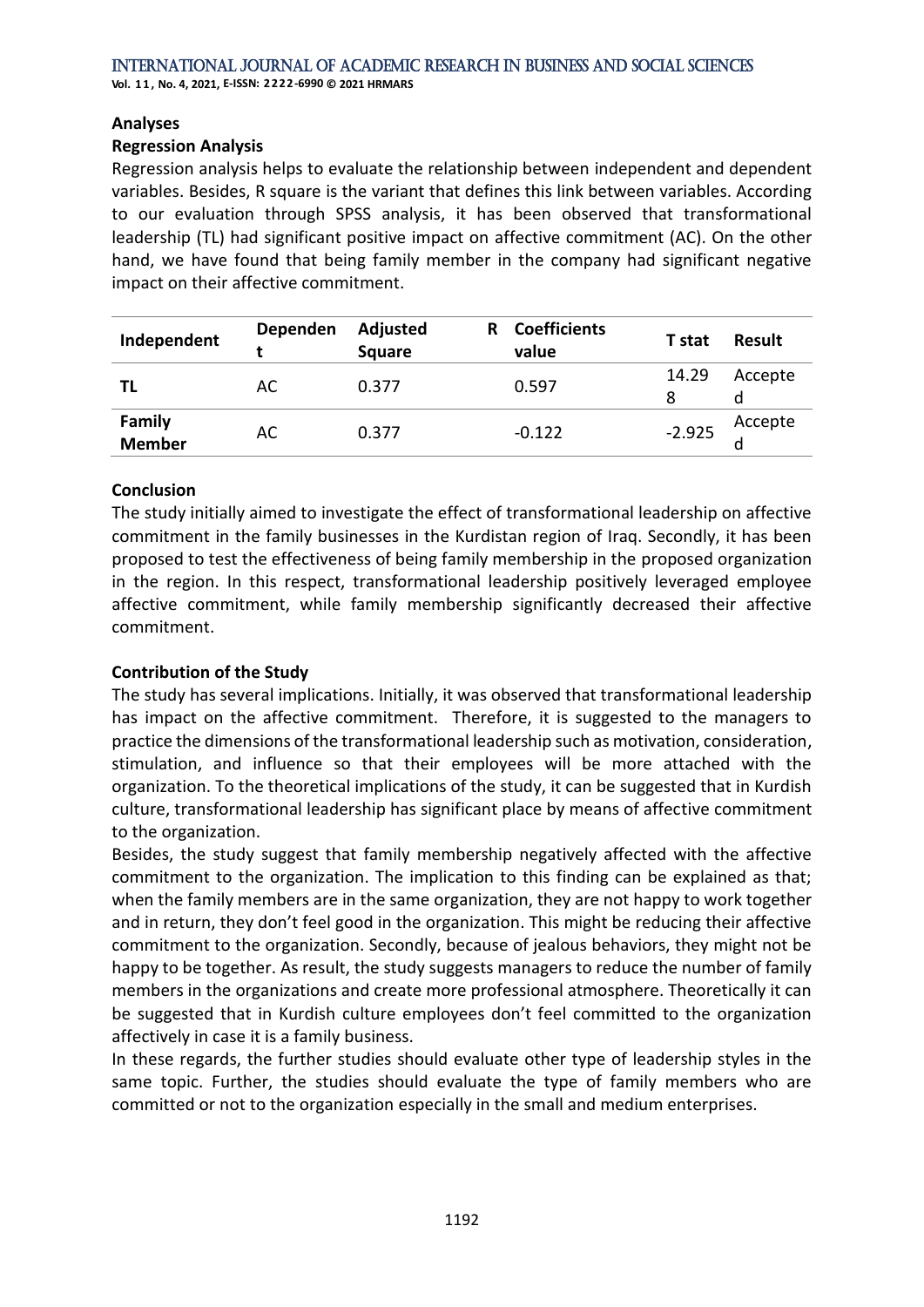## Analyses

### Regression Analysis

Regression analysis helps to evaluate the relationship between independent and dependent variables. Besides, R square is the variant that defines this link between variables. According to our evaluation through SPSS analysis, it has been observed that transformational leadership (TL) had significant positive impact on affective commitment (AC). On the other hand, we have found that being family member in the company had significant negative impact on their affective commitment.

| Independent | Dependent | Adjusted R Square | Coefficients value | T stat | Result |
|---|---|---|---|---|---|
| **TL** | AC | 0.377 | 0.597 | 14.298 | Accepted |
| **Family Member** | AC | 0.377 | -0.122 | -2.925 | Accepted |

## Conclusion

The study initially aimed to investigate the effect of transformational leadership on affective commitment in the family businesses in the Kurdistan region of Iraq. Secondly, it has been proposed to test the effectiveness of being family membership in the proposed organization in the region. In this respect, transformational leadership positively leveraged employee affective commitment, while family membership significantly decreased their affective commitment.

## Contribution of the Study

The study has several implications. Initially, it was observed that transformational leadership has impact on the affective commitment. Therefore, it is suggested to the managers to practice the dimensions of the transformational leadership such as motivation, consideration, stimulation, and influence so that their employees will be more attached with the organization. To the theoretical implications of the study, it can be suggested that in Kurdish culture, transformational leadership has significant place by means of affective commitment to the organization.

Besides, the study suggest that family membership negatively affected with the affective commitment to the organization. The implication to this finding can be explained as that; when the family members are in the same organization, they are not happy to work together and in return, they don't feel good in the organization. This might be reducing their affective commitment to the organization. Secondly, because of jealous behaviors, they might not be happy to be together. As result, the study suggests managers to reduce the number of family members in the organizations and create more professional atmosphere. Theoretically it can be suggested that in Kurdish culture employees don't feel committed to the organization affectively in case it is a family business.

In these regards, the further studies should evaluate other type of leadership styles in the same topic. Further, the studies should evaluate the type of family members who are committed or not to the organization especially in the small and medium enterprises.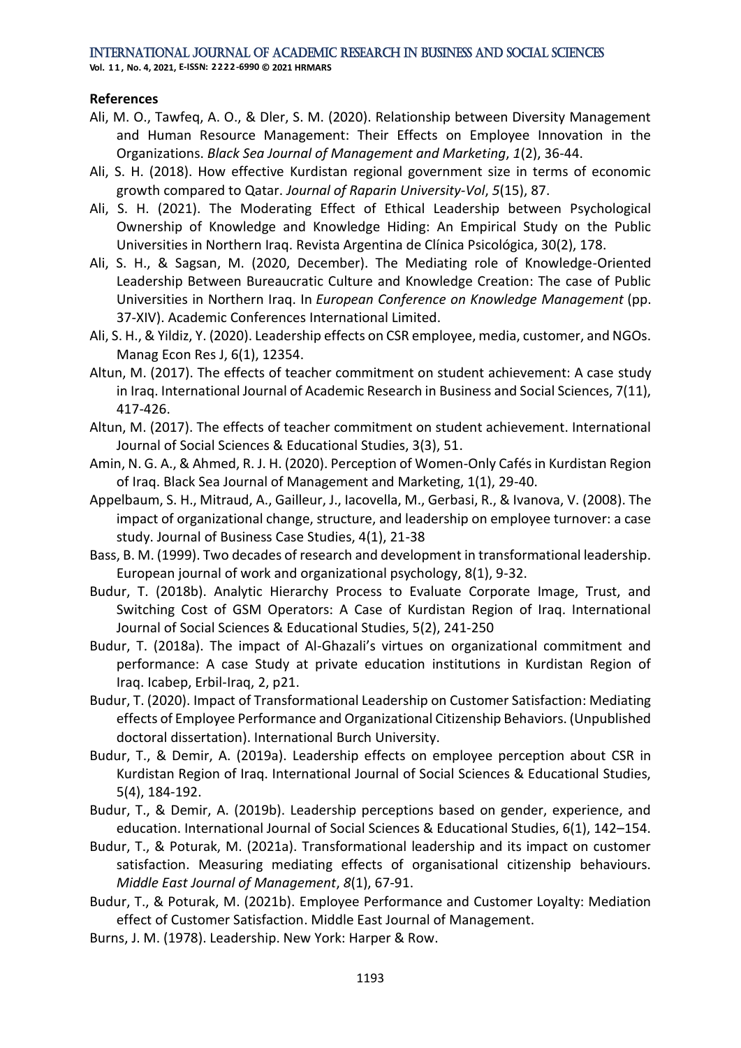**References**

Ali, M. O., Tawfeq, A. O., & Dler, S. M. (2020). Relationship between Diversity Management and Human Resource Management: Their Effects on Employee Innovation in the Organizations. *Black Sea Journal of Management and Marketing*, *1*(2), 36-44.

Ali, S. H. (2018). How effective Kurdistan regional government size in terms of economic growth compared to Qatar. *Journal of Raparin University-Vol*, *5*(15), 87.

Ali, S. H. (2021). The Moderating Effect of Ethical Leadership between Psychological Ownership of Knowledge and Knowledge Hiding: An Empirical Study on the Public Universities in Northern Iraq. Revista Argentina de Clínica Psicológica, 30(2), 178.

Ali, S. H., & Sagsan, M. (2020, December). The Mediating role of Knowledge-Oriented Leadership Between Bureaucratic Culture and Knowledge Creation: The case of Public Universities in Northern Iraq. In *European Conference on Knowledge Management* (pp. 37-XIV). Academic Conferences International Limited.

Ali, S. H., & Yildiz, Y. (2020). Leadership effects on CSR employee, media, customer, and NGOs. Manag Econ Res J, 6(1), 12354.

Altun, M. (2017). The effects of teacher commitment on student achievement: A case study in Iraq. International Journal of Academic Research in Business and Social Sciences, 7(11), 417-426.

Altun, M. (2017). The effects of teacher commitment on student achievement. International Journal of Social Sciences & Educational Studies, 3(3), 51.

Amin, N. G. A., & Ahmed, R. J. H. (2020). Perception of Women-Only Cafés in Kurdistan Region of Iraq. Black Sea Journal of Management and Marketing, 1(1), 29-40.

Appelbaum, S. H., Mitraud, A., Gailleur, J., Iacovella, M., Gerbasi, R., & Ivanova, V. (2008). The impact of organizational change, structure, and leadership on employee turnover: a case study. Journal of Business Case Studies, 4(1), 21-38

Bass, B. M. (1999). Two decades of research and development in transformational leadership. European journal of work and organizational psychology, 8(1), 9-32.

Budur, T. (2018b). Analytic Hierarchy Process to Evaluate Corporate Image, Trust, and Switching Cost of GSM Operators: A Case of Kurdistan Region of Iraq. International Journal of Social Sciences & Educational Studies, 5(2), 241-250

Budur, T. (2018a). The impact of Al-Ghazali's virtues on organizational commitment and performance: A case Study at private education institutions in Kurdistan Region of Iraq. Icabep, Erbil-Iraq, 2, p21.

Budur, T. (2020). Impact of Transformational Leadership on Customer Satisfaction: Mediating effects of Employee Performance and Organizational Citizenship Behaviors. (Unpublished doctoral dissertation). International Burch University.

Budur, T., & Demir, A. (2019a). Leadership effects on employee perception about CSR in Kurdistan Region of Iraq. International Journal of Social Sciences & Educational Studies, 5(4), 184-192.

Budur, T., & Demir, A. (2019b). Leadership perceptions based on gender, experience, and education. International Journal of Social Sciences & Educational Studies, 6(1), 142–154.

Budur, T., & Poturak, M. (2021a). Transformational leadership and its impact on customer satisfaction. Measuring mediating effects of organisational citizenship behaviours. *Middle East Journal of Management*, *8*(1), 67-91.

Budur, T., & Poturak, M. (2021b). Employee Performance and Customer Loyalty: Mediation effect of Customer Satisfaction. Middle East Journal of Management.

Burns, J. M. (1978). Leadership. New York: Harper & Row.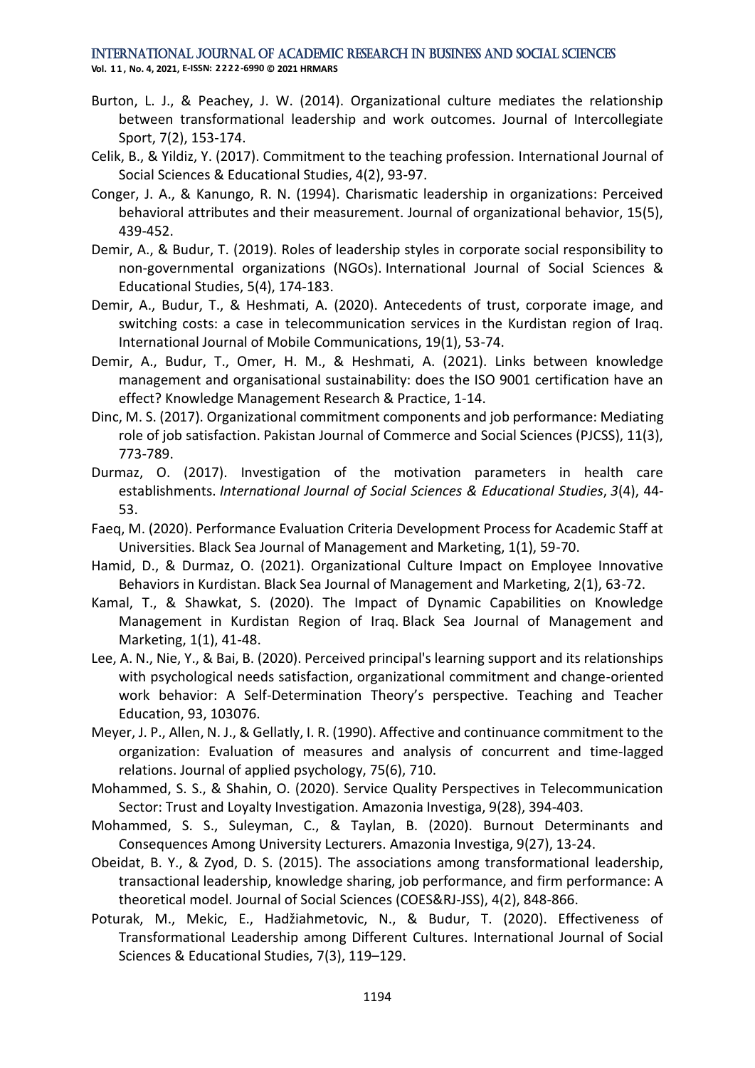Burton, L. J., & Peachey, J. W. (2014). Organizational culture mediates the relationship between transformational leadership and work outcomes. Journal of Intercollegiate Sport, 7(2), 153-174.

Celik, B., & Yildiz, Y. (2017). Commitment to the teaching profession. International Journal of Social Sciences & Educational Studies, 4(2), 93-97.

Conger, J. A., & Kanungo, R. N. (1994). Charismatic leadership in organizations: Perceived behavioral attributes and their measurement. Journal of organizational behavior, 15(5), 439-452.

Demir, A., & Budur, T. (2019). Roles of leadership styles in corporate social responsibility to non-governmental organizations (NGOs). International Journal of Social Sciences & Educational Studies, 5(4), 174-183.

Demir, A., Budur, T., & Heshmati, A. (2020). Antecedents of trust, corporate image, and switching costs: a case in telecommunication services in the Kurdistan region of Iraq. International Journal of Mobile Communications, 19(1), 53-74.

Demir, A., Budur, T., Omer, H. M., & Heshmati, A. (2021). Links between knowledge management and organisational sustainability: does the ISO 9001 certification have an effect? Knowledge Management Research & Practice, 1-14.

Dinc, M. S. (2017). Organizational commitment components and job performance: Mediating role of job satisfaction. Pakistan Journal of Commerce and Social Sciences (PJCSS), 11(3), 773-789.

Durmaz, O. (2017). Investigation of the motivation parameters in health care establishments. *International Journal of Social Sciences & Educational Studies*, *3*(4), 44-53.

Faeq, M. (2020). Performance Evaluation Criteria Development Process for Academic Staff at Universities. Black Sea Journal of Management and Marketing, 1(1), 59-70.

Hamid, D., & Durmaz, O. (2021). Organizational Culture Impact on Employee Innovative Behaviors in Kurdistan. Black Sea Journal of Management and Marketing, 2(1), 63-72.

Kamal, T., & Shawkat, S. (2020). The Impact of Dynamic Capabilities on Knowledge Management in Kurdistan Region of Iraq. Black Sea Journal of Management and Marketing, 1(1), 41-48.

Lee, A. N., Nie, Y., & Bai, B. (2020). Perceived principal's learning support and its relationships with psychological needs satisfaction, organizational commitment and change-oriented work behavior: A Self-Determination Theory's perspective. Teaching and Teacher Education, 93, 103076.

Meyer, J. P., Allen, N. J., & Gellatly, I. R. (1990). Affective and continuance commitment to the organization: Evaluation of measures and analysis of concurrent and time-lagged relations. Journal of applied psychology, 75(6), 710.

Mohammed, S. S., & Shahin, O. (2020). Service Quality Perspectives in Telecommunication Sector: Trust and Loyalty Investigation. Amazonia Investiga, 9(28), 394-403.

Mohammed, S. S., Suleyman, C., & Taylan, B. (2020). Burnout Determinants and Consequences Among University Lecturers. Amazonia Investiga, 9(27), 13-24.

Obeidat, B. Y., & Zyod, D. S. (2015). The associations among transformational leadership, transactional leadership, knowledge sharing, job performance, and firm performance: A theoretical model. Journal of Social Sciences (COES&RJ-JSS), 4(2), 848-866.

Poturak, M., Mekic, E., Hadžiahmetovic, N., & Budur, T. (2020). Effectiveness of Transformational Leadership among Different Cultures. International Journal of Social Sciences & Educational Studies, 7(3), 119–129.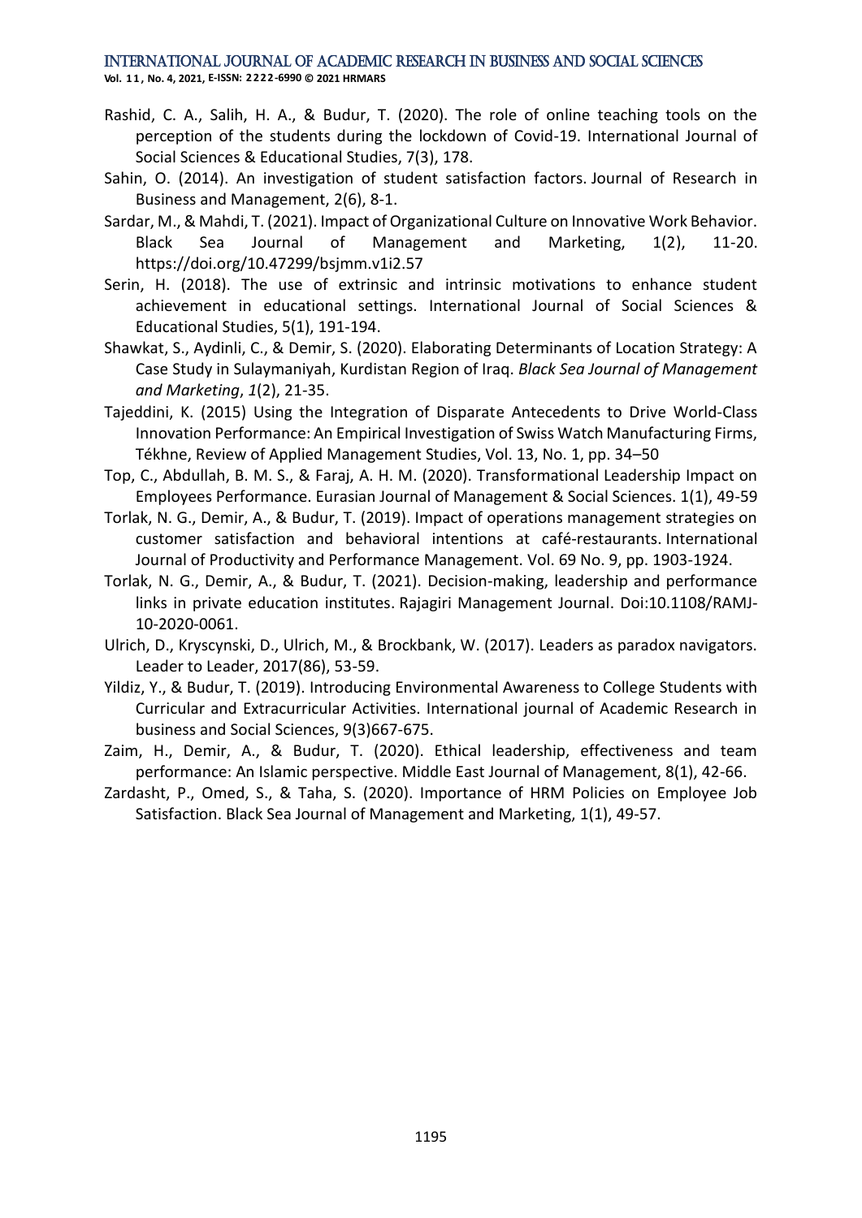Rashid, C. A., Salih, H. A., & Budur, T. (2020). The role of online teaching tools on the perception of the students during the lockdown of Covid-19. International Journal of Social Sciences & Educational Studies, 7(3), 178.

Sahin, O. (2014). An investigation of student satisfaction factors. Journal of Research in Business and Management, 2(6), 8-1.

Sardar, M., & Mahdi, T. (2021). Impact of Organizational Culture on Innovative Work Behavior. Black Sea Journal of Management and Marketing, 1(2), 11-20. https://doi.org/10.47299/bsjmm.v1i2.57

Serin, H. (2018). The use of extrinsic and intrinsic motivations to enhance student achievement in educational settings. International Journal of Social Sciences & Educational Studies, 5(1), 191-194.

Shawkat, S., Aydinli, C., & Demir, S. (2020). Elaborating Determinants of Location Strategy: A Case Study in Sulaymaniyah, Kurdistan Region of Iraq. *Black Sea Journal of Management and Marketing*, *1*(2), 21-35.

Tajeddini, K. (2015) Using the Integration of Disparate Antecedents to Drive World-Class Innovation Performance: An Empirical Investigation of Swiss Watch Manufacturing Firms, Tékhne, Review of Applied Management Studies, Vol. 13, No. 1, pp. 34–50

Top, C., Abdullah, B. M. S., & Faraj, A. H. M. (2020). Transformational Leadership Impact on Employees Performance. Eurasian Journal of Management & Social Sciences. 1(1), 49-59

Torlak, N. G., Demir, A., & Budur, T. (2019). Impact of operations management strategies on customer satisfaction and behavioral intentions at café-restaurants. International Journal of Productivity and Performance Management. Vol. 69 No. 9, pp. 1903-1924.

Torlak, N. G., Demir, A., & Budur, T. (2021). Decision-making, leadership and performance links in private education institutes. Rajagiri Management Journal. Doi:10.1108/RAMJ-10-2020-0061.

Ulrich, D., Kryscynski, D., Ulrich, M., & Brockbank, W. (2017). Leaders as paradox navigators. Leader to Leader, 2017(86), 53-59.

Yildiz, Y., & Budur, T. (2019). Introducing Environmental Awareness to College Students with Curricular and Extracurricular Activities. International journal of Academic Research in business and Social Sciences, 9(3)667-675.

Zaim, H., Demir, A., & Budur, T. (2020). Ethical leadership, effectiveness and team performance: An Islamic perspective. Middle East Journal of Management, 8(1), 42-66.

Zardasht, P., Omed, S., & Taha, S. (2020). Importance of HRM Policies on Employee Job Satisfaction. Black Sea Journal of Management and Marketing, 1(1), 49-57.